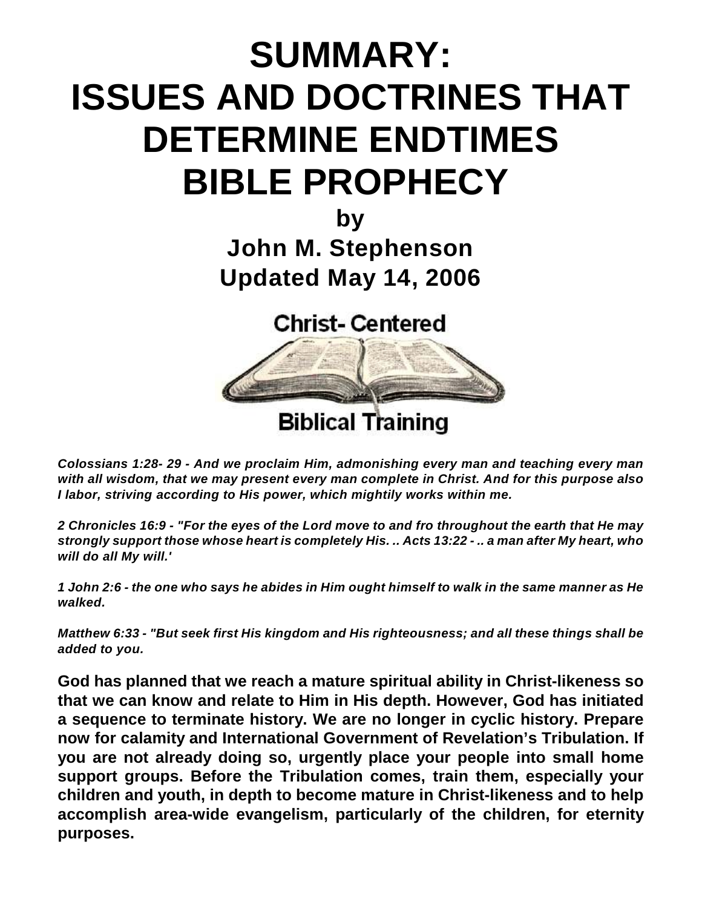# SUMMARY: ISSUES AND DOCTRINES THAT DETERMINE ENDTIMES BIBLE PROPHECY

**by**

**John M. Stephenson**

**Updated May 14, 2006**

**Christ- Centered**

**Biblical Training**

***Colossians 1:28- 29 - And we proclaim Him, admonishing every man and teaching every man with all wisdom, that we may present every man complete in Christ. And for this purpose also I labor, striving according to His power, which mightily works within me.***

***2 Chronicles 16:9 - "For the eyes of the Lord move to and fro throughout the earth that He may strongly support those whose heart is completely His. .. Acts 13:22 - .. a man after My heart, who will do all My will.'***

***1 John 2:6 - the one who says he abides in Him ought himself to walk in the same manner as He walked.***

***Matthew 6:33 - "But seek first His kingdom and His righteousness; and all these things shall be added to you.***

**God has planned that we reach a mature spiritual ability in Christ-likeness so that we can know and relate to Him in His depth. However, God has initiated a sequence to terminate history. We are no longer in cyclic history. Prepare now for calamity and International Government of Revelation's Tribulation. If you are not already doing so, urgently place your people into small home support groups. Before the Tribulation comes, train them, especially your children and youth, in depth to become mature in Christ-likeness and to help accomplish area-wide evangelism, particularly of the children, for eternity purposes.**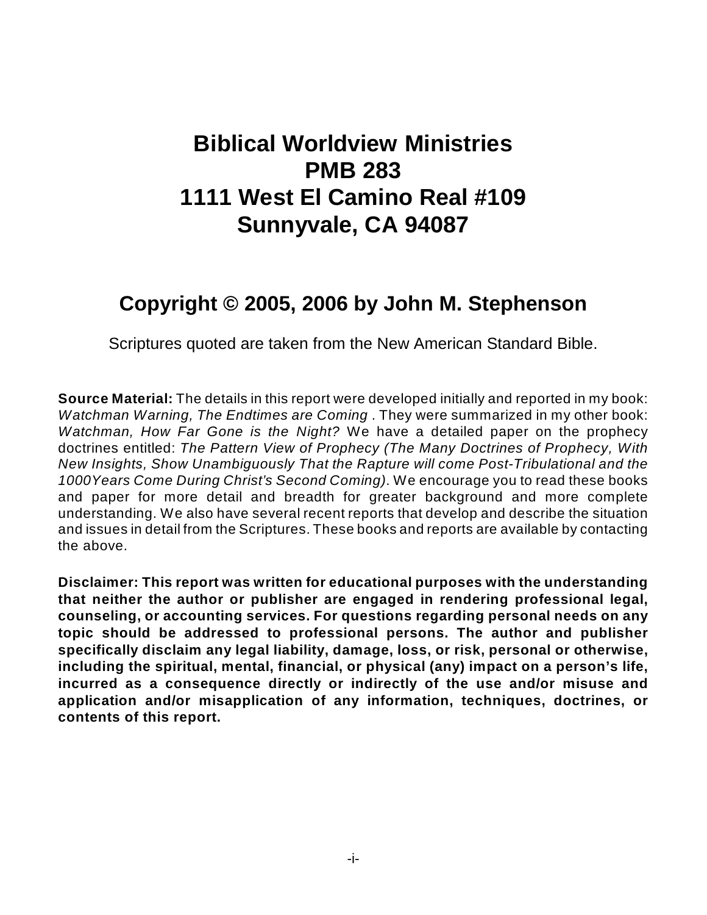# Biblical Worldview Ministries
# PMB 283
# 1111 West El Camino Real #109
# Sunnyvale, CA 94087

## Copyright © 2005, 2006 by John M. Stephenson

Scriptures quoted are taken from the New American Standard Bible.

**Source Material:** The details in this report were developed initially and reported in my book: *Watchman Warning, The Endtimes are Coming* . They were summarized in my other book: *Watchman, How Far Gone is the Night?* We have a detailed paper on the prophecy doctrines entitled: *The Pattern View of Prophecy (The Many Doctrines of Prophecy, With New Insights, Show Unambiguously That the Rapture will come Post-Tribulational and the 1000Years Come During Christ's Second Coming)*. We encourage you to read these books and paper for more detail and breadth for greater background and more complete understanding. We also have several recent reports that develop and describe the situation and issues in detail from the Scriptures. These books and reports are available by contacting the above.

**Disclaimer: This report was written for educational purposes with the understanding that neither the author or publisher are engaged in rendering professional legal, counseling, or accounting services. For questions regarding personal needs on any topic should be addressed to professional persons. The author and publisher specifically disclaim any legal liability, damage, loss, or risk, personal or otherwise, including the spiritual, mental, financial, or physical (any) impact on a person's life, incurred as a consequence directly or indirectly of the use and/or misuse and application and/or misapplication of any information, techniques, doctrines, or contents of this report.**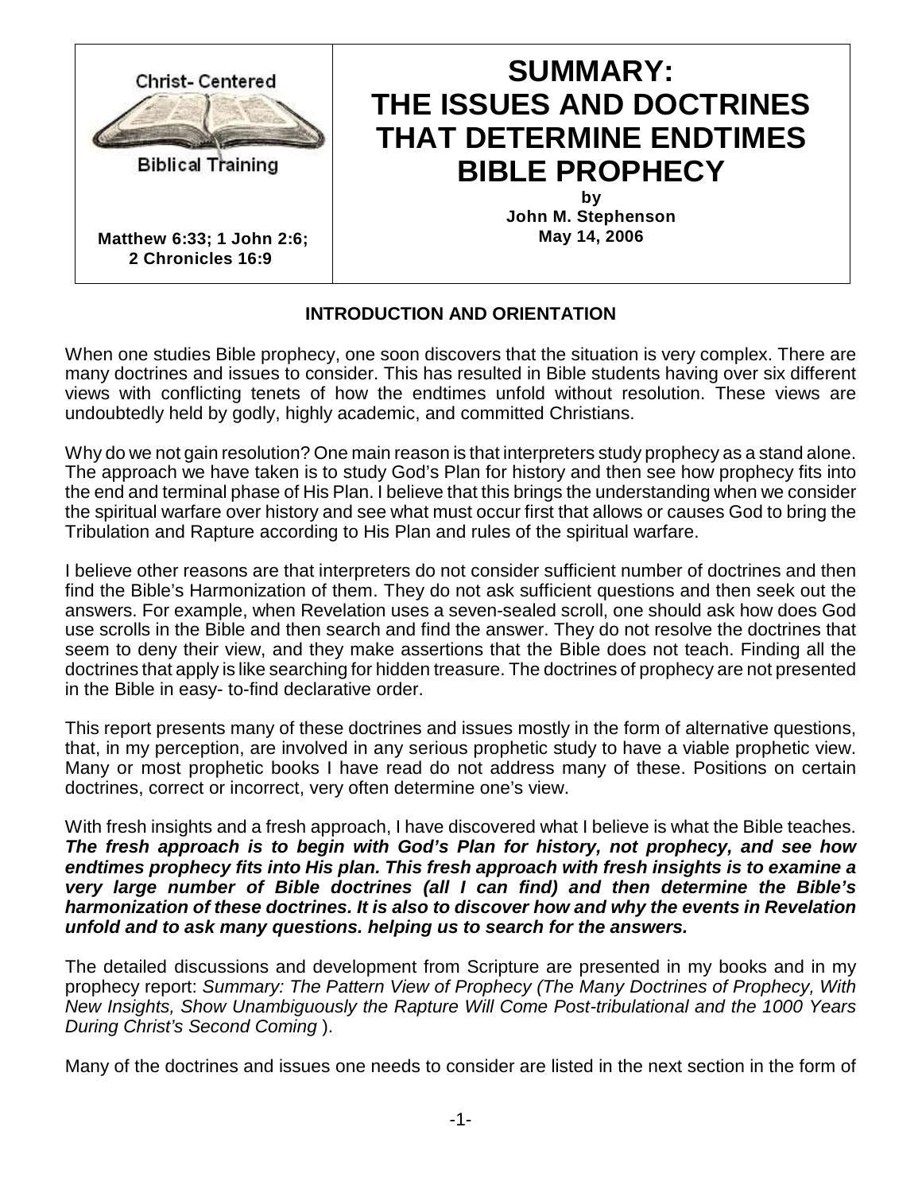Christ- Centered

Biblical Training

**Matthew 6:33; 1 John 2:6; 2 Chronicles 16:9**

# SUMMARY: THE ISSUES AND DOCTRINES THAT DETERMINE ENDTIMES BIBLE PROPHECY

**by**
**John M. Stephenson**
**May 14, 2006**

## INTRODUCTION AND ORIENTATION

When one studies Bible prophecy, one soon discovers that the situation is very complex. There are many doctrines and issues to consider. This has resulted in Bible students having over six different views with conflicting tenets of how the endtimes unfold without resolution. These views are undoubtedly held by godly, highly academic, and committed Christians.

Why do we not gain resolution? One main reason is that interpreters study prophecy as a stand alone. The approach we have taken is to study God's Plan for history and then see how prophecy fits into the end and terminal phase of His Plan. I believe that this brings the understanding when we consider the spiritual warfare over history and see what must occur first that allows or causes God to bring the Tribulation and Rapture according to His Plan and rules of the spiritual warfare.

I believe other reasons are that interpreters do not consider sufficient number of doctrines and then find the Bible's Harmonization of them. They do not ask sufficient questions and then seek out the answers. For example, when Revelation uses a seven-sealed scroll, one should ask how does God use scrolls in the Bible and then search and find the answer. They do not resolve the doctrines that seem to deny their view, and they make assertions that the Bible does not teach. Finding all the doctrines that apply is like searching for hidden treasure. The doctrines of prophecy are not presented in the Bible in easy- to-find declarative order.

This report presents many of these doctrines and issues mostly in the form of alternative questions, that, in my perception, are involved in any serious prophetic study to have a viable prophetic view. Many or most prophetic books I have read do not address many of these. Positions on certain doctrines, correct or incorrect, very often determine one's view.

With fresh insights and a fresh approach, I have discovered what I believe is what the Bible teaches. ***The fresh approach is to begin with God's Plan for history, not prophecy, and see how endtimes prophecy fits into His plan. This fresh approach with fresh insights is to examine a very large number of Bible doctrines (all I can find) and then determine the Bible's harmonization of these doctrines. It is also to discover how and why the events in Revelation unfold and to ask many questions. helping us to search for the answers.***

The detailed discussions and development from Scripture are presented in my books and in my prophecy report: *Summary: The Pattern View of Prophecy (The Many Doctrines of Prophecy, With New Insights, Show Unambiguously the Rapture Will Come Post-tribulational and the 1000 Years During Christ's Second Coming* ).

Many of the doctrines and issues one needs to consider are listed in the next section in the form of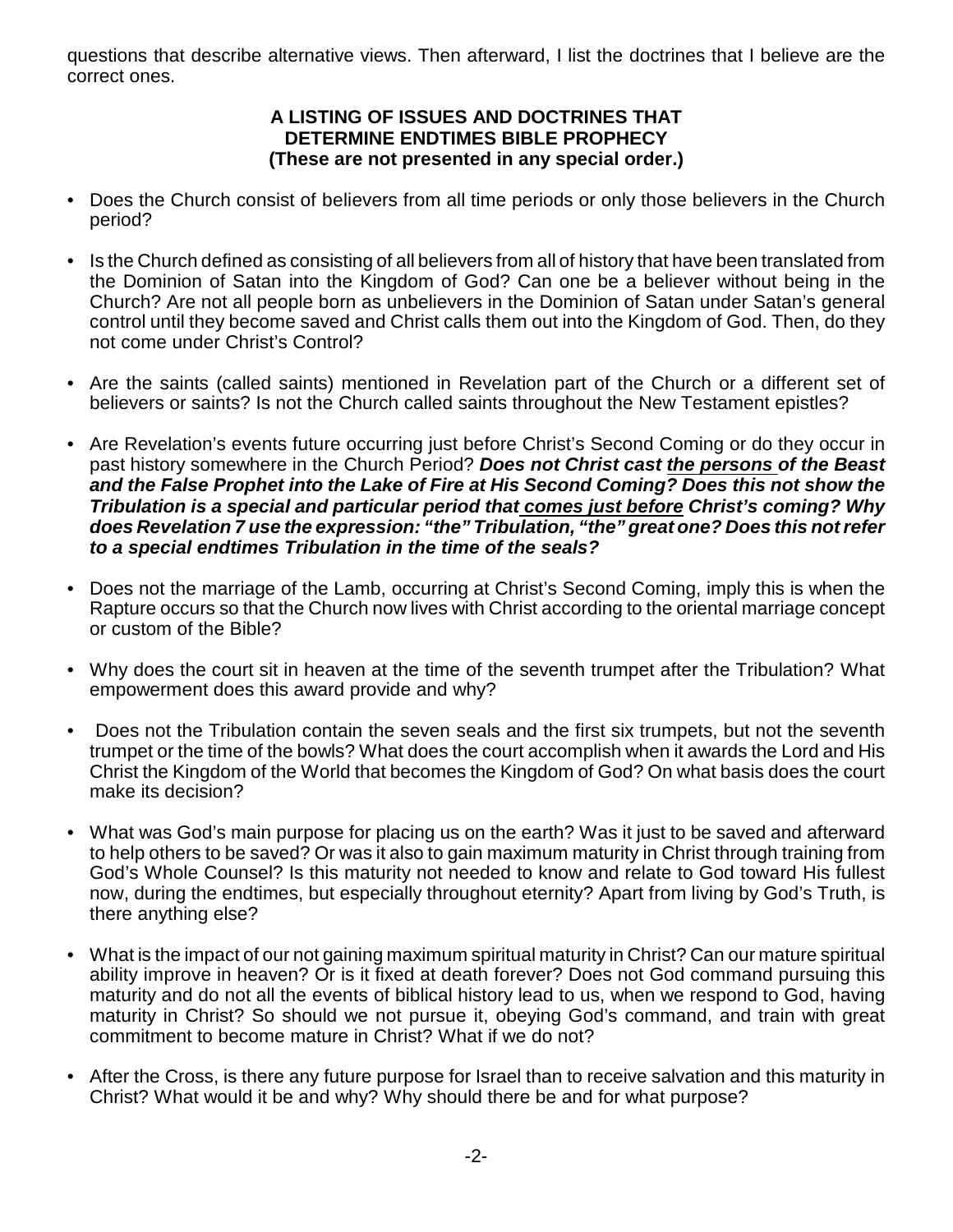questions that describe alternative views. Then afterward, I list the doctrines that I believe are the correct ones.

**A LISTING OF ISSUES AND DOCTRINES THAT DETERMINE ENDTIMES BIBLE PROPHECY (These are not presented in any special order.)**

- Does the Church consist of believers from all time periods or only those believers in the Church period?
- Is the Church defined as consisting of all believers from all of history that have been translated from the Dominion of Satan into the Kingdom of God? Can one be a believer without being in the Church? Are not all people born as unbelievers in the Dominion of Satan under Satan's general control until they become saved and Christ calls them out into the Kingdom of God. Then, do they not come under Christ's Control?
- Are the saints (called saints) mentioned in Revelation part of the Church or a different set of believers or saints? Is not the Church called saints throughout the New Testament epistles?
- Are Revelation's events future occurring just before Christ's Second Coming or do they occur in past history somewhere in the Church Period? ***Does not Christ cast <u>the persons</u> of the Beast and the False Prophet into the Lake of Fire at His Second Coming? Does this not show the Tribulation is a special and particular period that <u>comes just before</u> Christ's coming? Why does Revelation 7 use the expression: "the" Tribulation, "the" great one? Does this not refer to a special endtimes Tribulation in the time of the seals?***
- Does not the marriage of the Lamb, occurring at Christ's Second Coming, imply this is when the Rapture occurs so that the Church now lives with Christ according to the oriental marriage concept or custom of the Bible?
- Why does the court sit in heaven at the time of the seventh trumpet after the Tribulation? What empowerment does this award provide and why?
- Does not the Tribulation contain the seven seals and the first six trumpets, but not the seventh trumpet or the time of the bowls? What does the court accomplish when it awards the Lord and His Christ the Kingdom of the World that becomes the Kingdom of God? On what basis does the court make its decision?
- What was God's main purpose for placing us on the earth? Was it just to be saved and afterward to help others to be saved? Or was it also to gain maximum maturity in Christ through training from God's Whole Counsel? Is this maturity not needed to know and relate to God toward His fullest now, during the endtimes, but especially throughout eternity? Apart from living by God's Truth, is there anything else?
- What is the impact of our not gaining maximum spiritual maturity in Christ? Can our mature spiritual ability improve in heaven? Or is it fixed at death forever? Does not God command pursuing this maturity and do not all the events of biblical history lead to us, when we respond to God, having maturity in Christ? So should we not pursue it, obeying God's command, and train with great commitment to become mature in Christ? What if we do not?
- After the Cross, is there any future purpose for Israel than to receive salvation and this maturity in Christ? What would it be and why? Why should there be and for what purpose?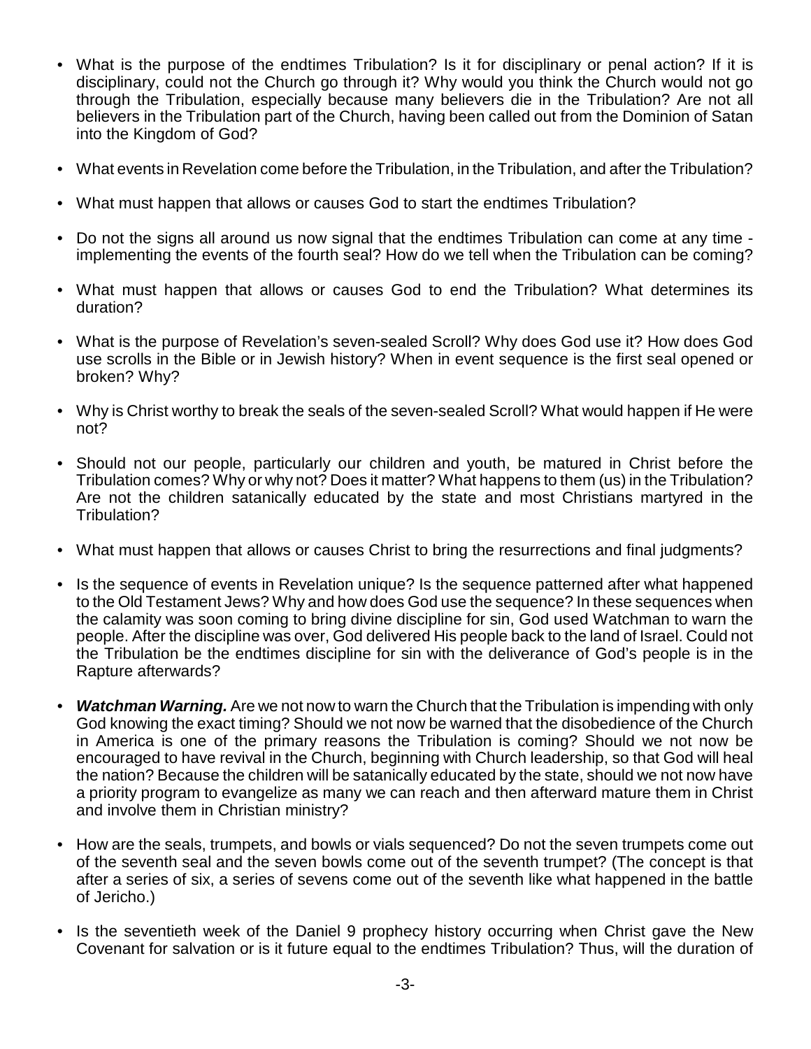- What is the purpose of the endtimes Tribulation? Is it for disciplinary or penal action? If it is disciplinary, could not the Church go through it? Why would you think the Church would not go through the Tribulation, especially because many believers die in the Tribulation? Are not all believers in the Tribulation part of the Church, having been called out from the Dominion of Satan into the Kingdom of God?

- What events in Revelation come before the Tribulation, in the Tribulation, and after the Tribulation?

- What must happen that allows or causes God to start the endtimes Tribulation?

- Do not the signs all around us now signal that the endtimes Tribulation can come at any time - implementing the events of the fourth seal? How do we tell when the Tribulation can be coming?

- What must happen that allows or causes God to end the Tribulation? What determines its duration?

- What is the purpose of Revelation's seven-sealed Scroll? Why does God use it? How does God use scrolls in the Bible or in Jewish history? When in event sequence is the first seal opened or broken? Why?

- Why is Christ worthy to break the seals of the seven-sealed Scroll? What would happen if He were not?

- Should not our people, particularly our children and youth, be matured in Christ before the Tribulation comes? Why or why not? Does it matter? What happens to them (us) in the Tribulation? Are not the children satanically educated by the state and most Christians martyred in the Tribulation?

- What must happen that allows or causes Christ to bring the resurrections and final judgments?

- Is the sequence of events in Revelation unique? Is the sequence patterned after what happened to the Old Testament Jews? Why and how does God use the sequence? In these sequences when the calamity was soon coming to bring divine discipline for sin, God used Watchman to warn the people. After the discipline was over, God delivered His people back to the land of Israel. Could not the Tribulation be the endtimes discipline for sin with the deliverance of God's people is in the Rapture afterwards?

- ***Watchman Warning.*** Are we not now to warn the Church that the Tribulation is impending with only God knowing the exact timing? Should we not now be warned that the disobedience of the Church in America is one of the primary reasons the Tribulation is coming? Should we not now be encouraged to have revival in the Church, beginning with Church leadership, so that God will heal the nation? Because the children will be satanically educated by the state, should we not now have a priority program to evangelize as many we can reach and then afterward mature them in Christ and involve them in Christian ministry?

- How are the seals, trumpets, and bowls or vials sequenced? Do not the seven trumpets come out of the seventh seal and the seven bowls come out of the seventh trumpet? (The concept is that after a series of six, a series of sevens come out of the seventh like what happened in the battle of Jericho.)

- Is the seventieth week of the Daniel 9 prophecy history occurring when Christ gave the New Covenant for salvation or is it future equal to the endtimes Tribulation? Thus, will the duration of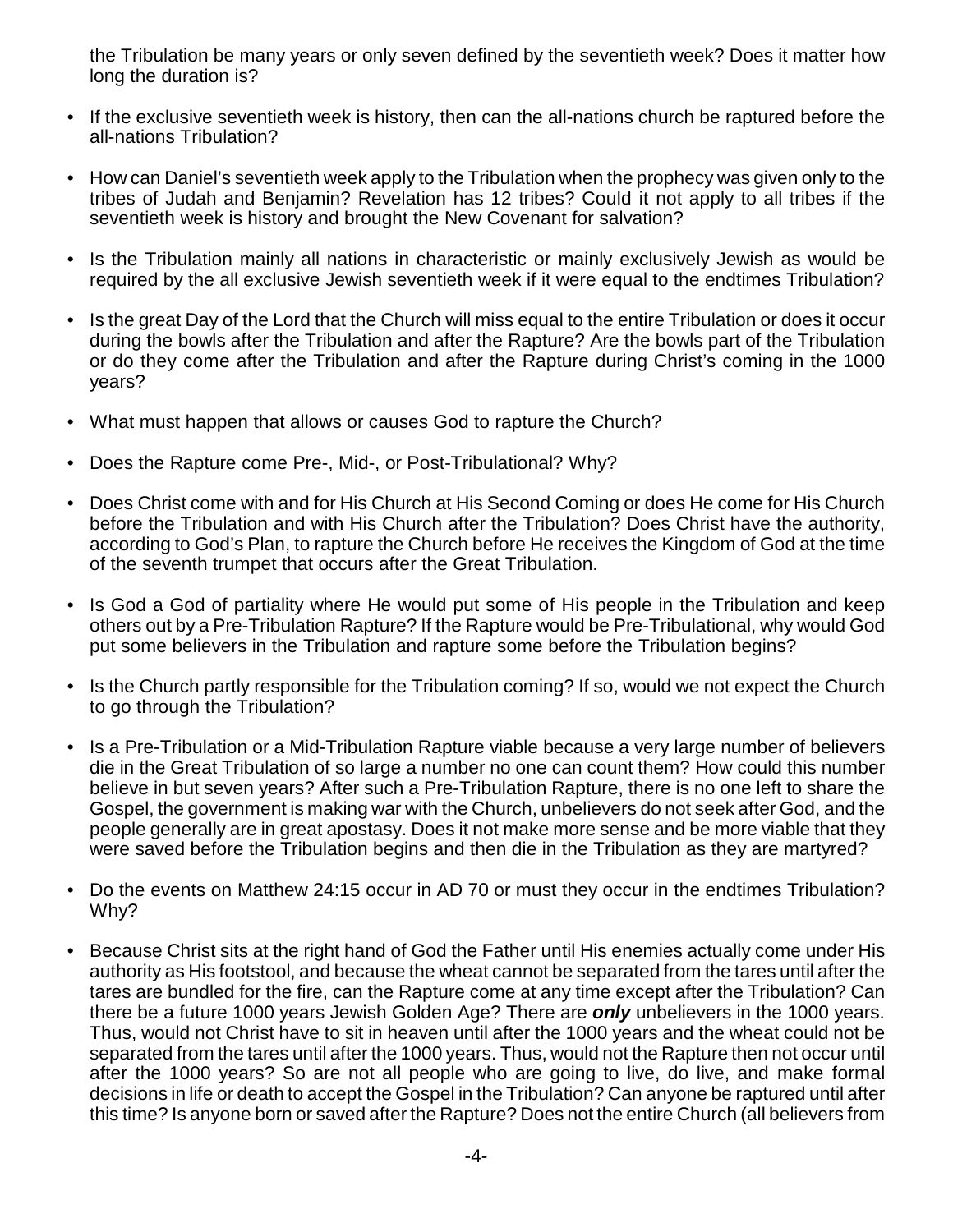the Tribulation be many years or only seven defined by the seventieth week? Does it matter how long the duration is?

- If the exclusive seventieth week is history, then can the all-nations church be raptured before the all-nations Tribulation?
- How can Daniel's seventieth week apply to the Tribulation when the prophecy was given only to the tribes of Judah and Benjamin? Revelation has 12 tribes? Could it not apply to all tribes if the seventieth week is history and brought the New Covenant for salvation?
- Is the Tribulation mainly all nations in characteristic or mainly exclusively Jewish as would be required by the all exclusive Jewish seventieth week if it were equal to the endtimes Tribulation?
- Is the great Day of the Lord that the Church will miss equal to the entire Tribulation or does it occur during the bowls after the Tribulation and after the Rapture? Are the bowls part of the Tribulation or do they come after the Tribulation and after the Rapture during Christ's coming in the 1000 years?
- What must happen that allows or causes God to rapture the Church?
- Does the Rapture come Pre-, Mid-, or Post-Tribulational? Why?
- Does Christ come with and for His Church at His Second Coming or does He come for His Church before the Tribulation and with His Church after the Tribulation? Does Christ have the authority, according to God's Plan, to rapture the Church before He receives the Kingdom of God at the time of the seventh trumpet that occurs after the Great Tribulation.
- Is God a God of partiality where He would put some of His people in the Tribulation and keep others out by a Pre-Tribulation Rapture? If the Rapture would be Pre-Tribulational, why would God put some believers in the Tribulation and rapture some before the Tribulation begins?
- Is the Church partly responsible for the Tribulation coming? If so, would we not expect the Church to go through the Tribulation?
- Is a Pre-Tribulation or a Mid-Tribulation Rapture viable because a very large number of believers die in the Great Tribulation of so large a number no one can count them? How could this number believe in but seven years? After such a Pre-Tribulation Rapture, there is no one left to share the Gospel, the government is making war with the Church, unbelievers do not seek after God, and the people generally are in great apostasy. Does it not make more sense and be more viable that they were saved before the Tribulation begins and then die in the Tribulation as they are martyred?
- Do the events on Matthew 24:15 occur in AD 70 or must they occur in the endtimes Tribulation? Why?
- Because Christ sits at the right hand of God the Father until His enemies actually come under His authority as His footstool, and because the wheat cannot be separated from the tares until after the tares are bundled for the fire, can the Rapture come at any time except after the Tribulation? Can there be a future 1000 years Jewish Golden Age? There are ***only*** unbelievers in the 1000 years. Thus, would not Christ have to sit in heaven until after the 1000 years and the wheat could not be separated from the tares until after the 1000 years. Thus, would not the Rapture then not occur until after the 1000 years? So are not all people who are going to live, do live, and make formal decisions in life or death to accept the Gospel in the Tribulation? Can anyone be raptured until after this time? Is anyone born or saved after the Rapture? Does not the entire Church (all believers from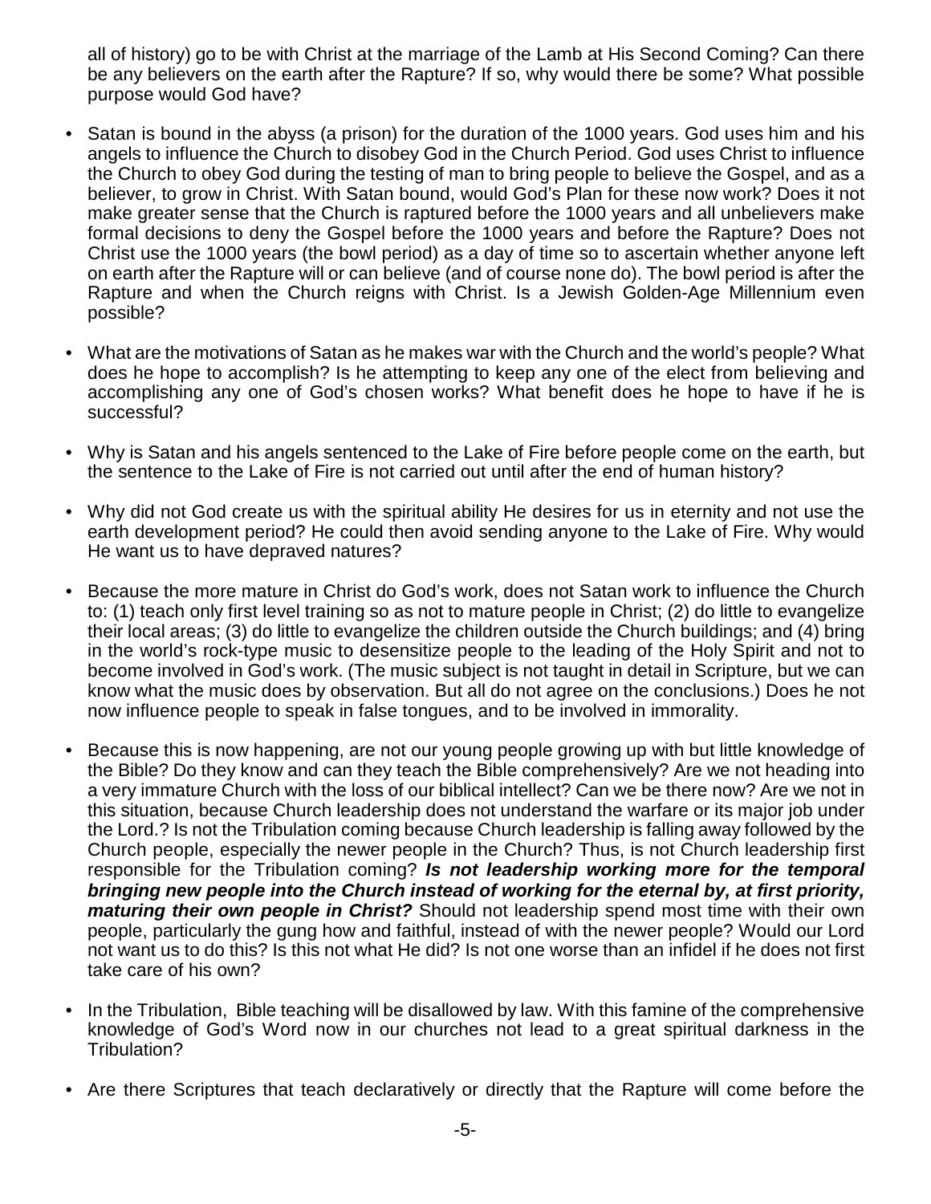all of history) go to be with Christ at the marriage of the Lamb at His Second Coming? Can there be any believers on the earth after the Rapture? If so, why would there be some? What possible purpose would God have?

- Satan is bound in the abyss (a prison) for the duration of the 1000 years. God uses him and his angels to influence the Church to disobey God in the Church Period. God uses Christ to influence the Church to obey God during the testing of man to bring people to believe the Gospel, and as a believer, to grow in Christ. With Satan bound, would God's Plan for these now work? Does it not make greater sense that the Church is raptured before the 1000 years and all unbelievers make formal decisions to deny the Gospel before the 1000 years and before the Rapture? Does not Christ use the 1000 years (the bowl period) as a day of time so to ascertain whether anyone left on earth after the Rapture will or can believe (and of course none do). The bowl period is after the Rapture and when the Church reigns with Christ. Is a Jewish Golden-Age Millennium even possible?

- What are the motivations of Satan as he makes war with the Church and the world's people? What does he hope to accomplish? Is he attempting to keep any one of the elect from believing and accomplishing any one of God's chosen works? What benefit does he hope to have if he is successful?

- Why is Satan and his angels sentenced to the Lake of Fire before people come on the earth, but the sentence to the Lake of Fire is not carried out until after the end of human history?

- Why did not God create us with the spiritual ability He desires for us in eternity and not use the earth development period? He could then avoid sending anyone to the Lake of Fire. Why would He want us to have depraved natures?

- Because the more mature in Christ do God's work, does not Satan work to influence the Church to: (1) teach only first level training so as not to mature people in Christ; (2) do little to evangelize their local areas; (3) do little to evangelize the children outside the Church buildings; and (4) bring in the world's rock-type music to desensitize people to the leading of the Holy Spirit and not to become involved in God's work. (The music subject is not taught in detail in Scripture, but we can know what the music does by observation. But all do not agree on the conclusions.) Does he not now influence people to speak in false tongues, and to be involved in immorality.

- Because this is now happening, are not our young people growing up with but little knowledge of the Bible? Do they know and can they teach the Bible comprehensively? Are we not heading into a very immature Church with the loss of our biblical intellect? Can we be there now? Are we not in this situation, because Church leadership does not understand the warfare or its major job under the Lord.? Is not the Tribulation coming because Church leadership is falling away followed by the Church people, especially the newer people in the Church? Thus, is not Church leadership first responsible for the Tribulation coming? ***Is not leadership working more for the temporal bringing new people into the Church instead of working for the eternal by, at first priority, maturing their own people in Christ?*** Should not leadership spend most time with their own people, particularly the gung how and faithful, instead of with the newer people? Would our Lord not want us to do this? Is this not what He did? Is not one worse than an infidel if he does not first take care of his own?

- In the Tribulation, Bible teaching will be disallowed by law. With this famine of the comprehensive knowledge of God's Word now in our churches not lead to a great spiritual darkness in the Tribulation?

- Are there Scriptures that teach declaratively or directly that the Rapture will come before the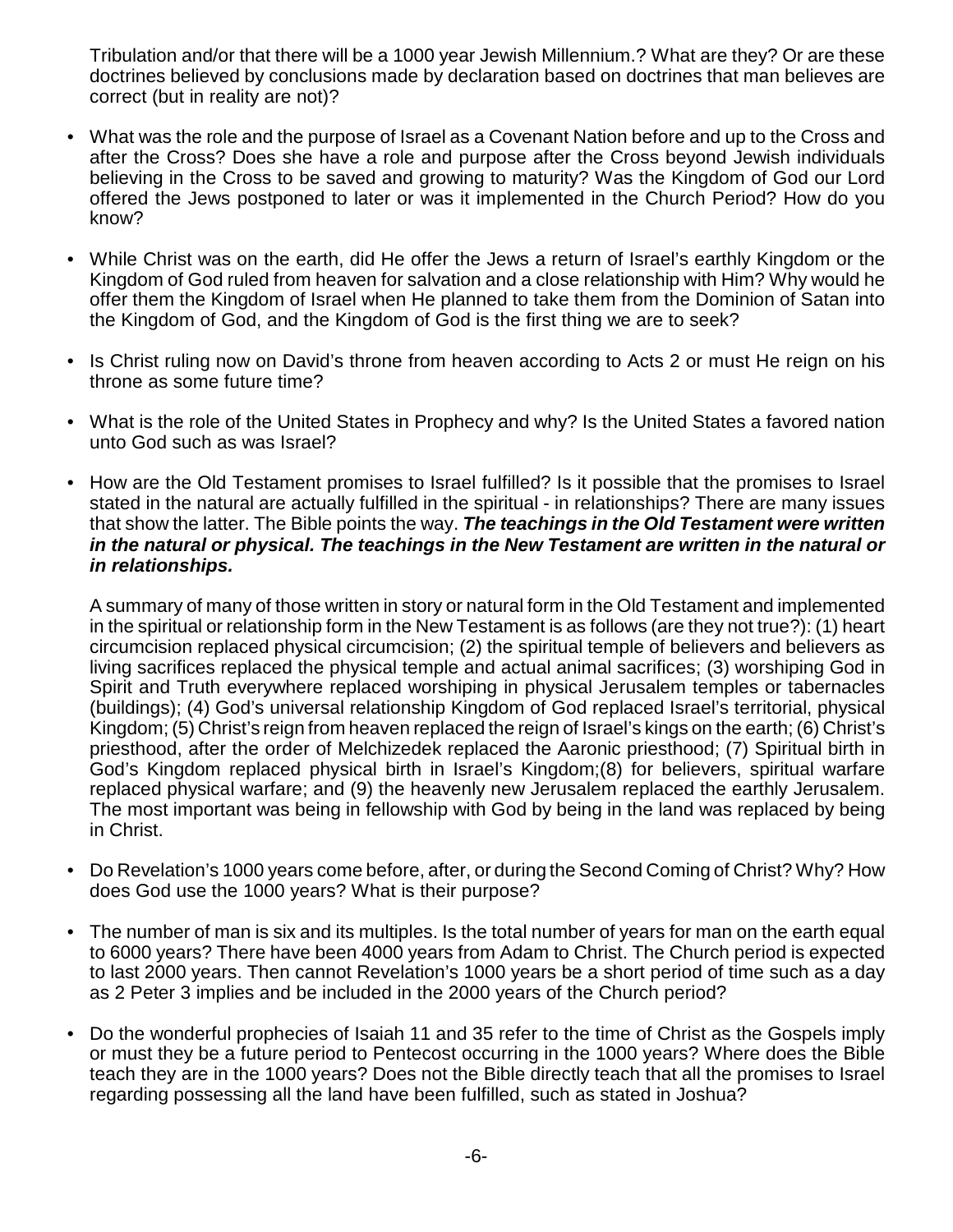Tribulation and/or that there will be a 1000 year Jewish Millennium.? What are they? Or are these doctrines believed by conclusions made by declaration based on doctrines that man believes are correct (but in reality are not)?

- What was the role and the purpose of Israel as a Covenant Nation before and up to the Cross and after the Cross? Does she have a role and purpose after the Cross beyond Jewish individuals believing in the Cross to be saved and growing to maturity? Was the Kingdom of God our Lord offered the Jews postponed to later or was it implemented in the Church Period? How do you know?

- While Christ was on the earth, did He offer the Jews a return of Israel's earthly Kingdom or the Kingdom of God ruled from heaven for salvation and a close relationship with Him? Why would he offer them the Kingdom of Israel when He planned to take them from the Dominion of Satan into the Kingdom of God, and the Kingdom of God is the first thing we are to seek?

- Is Christ ruling now on David's throne from heaven according to Acts 2 or must He reign on his throne as some future time?

- What is the role of the United States in Prophecy and why? Is the United States a favored nation unto God such as was Israel?

- How are the Old Testament promises to Israel fulfilled? Is it possible that the promises to Israel stated in the natural are actually fulfilled in the spiritual - in relationships? There are many issues that show the latter. The Bible points the way. ***The teachings in the Old Testament were written in the natural or physical. The teachings in the New Testament are written in the natural or in relationships.***

  A summary of many of those written in story or natural form in the Old Testament and implemented in the spiritual or relationship form in the New Testament is as follows (are they not true?): (1) heart circumcision replaced physical circumcision; (2) the spiritual temple of believers and believers as living sacrifices replaced the physical temple and actual animal sacrifices; (3) worshiping God in Spirit and Truth everywhere replaced worshiping in physical Jerusalem temples or tabernacles (buildings); (4) God's universal relationship Kingdom of God replaced Israel's territorial, physical Kingdom; (5) Christ's reign from heaven replaced the reign of Israel's kings on the earth; (6) Christ's priesthood, after the order of Melchizedek replaced the Aaronic priesthood; (7) Spiritual birth in God's Kingdom replaced physical birth in Israel's Kingdom;(8) for believers, spiritual warfare replaced physical warfare; and (9) the heavenly new Jerusalem replaced the earthly Jerusalem. The most important was being in fellowship with God by being in the land was replaced by being in Christ.

- Do Revelation's 1000 years come before, after, or during the Second Coming of Christ? Why? How does God use the 1000 years? What is their purpose?

- The number of man is six and its multiples. Is the total number of years for man on the earth equal to 6000 years? There have been 4000 years from Adam to Christ. The Church period is expected to last 2000 years. Then cannot Revelation's 1000 years be a short period of time such as a day as 2 Peter 3 implies and be included in the 2000 years of the Church period?

- Do the wonderful prophecies of Isaiah 11 and 35 refer to the time of Christ as the Gospels imply or must they be a future period to Pentecost occurring in the 1000 years? Where does the Bible teach they are in the 1000 years? Does not the Bible directly teach that all the promises to Israel regarding possessing all the land have been fulfilled, such as stated in Joshua?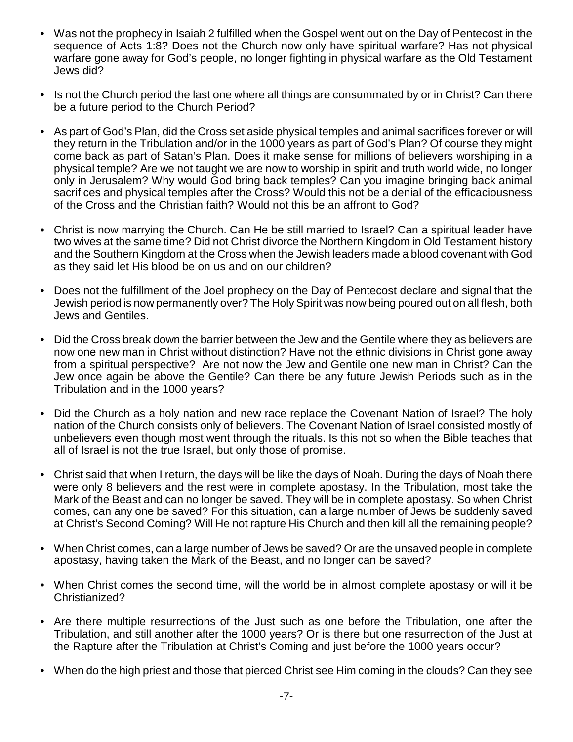- Was not the prophecy in Isaiah 2 fulfilled when the Gospel went out on the Day of Pentecost in the sequence of Acts 1:8? Does not the Church now only have spiritual warfare? Has not physical warfare gone away for God's people, no longer fighting in physical warfare as the Old Testament Jews did?

- Is not the Church period the last one where all things are consummated by or in Christ? Can there be a future period to the Church Period?

- As part of God's Plan, did the Cross set aside physical temples and animal sacrifices forever or will they return in the Tribulation and/or in the 1000 years as part of God's Plan? Of course they might come back as part of Satan's Plan. Does it make sense for millions of believers worshiping in a physical temple? Are we not taught we are now to worship in spirit and truth world wide, no longer only in Jerusalem? Why would God bring back temples? Can you imagine bringing back animal sacrifices and physical temples after the Cross? Would this not be a denial of the efficaciousness of the Cross and the Christian faith? Would not this be an affront to God?

- Christ is now marrying the Church. Can He be still married to Israel? Can a spiritual leader have two wives at the same time? Did not Christ divorce the Northern Kingdom in Old Testament history and the Southern Kingdom at the Cross when the Jewish leaders made a blood covenant with God as they said let His blood be on us and on our children?

- Does not the fulfillment of the Joel prophecy on the Day of Pentecost declare and signal that the Jewish period is now permanently over? The Holy Spirit was now being poured out on all flesh, both Jews and Gentiles.

- Did the Cross break down the barrier between the Jew and the Gentile where they as believers are now one new man in Christ without distinction? Have not the ethnic divisions in Christ gone away from a spiritual perspective? Are not now the Jew and Gentile one new man in Christ? Can the Jew once again be above the Gentile? Can there be any future Jewish Periods such as in the Tribulation and in the 1000 years?

- Did the Church as a holy nation and new race replace the Covenant Nation of Israel? The holy nation of the Church consists only of believers. The Covenant Nation of Israel consisted mostly of unbelievers even though most went through the rituals. Is this not so when the Bible teaches that all of Israel is not the true Israel, but only those of promise.

- Christ said that when I return, the days will be like the days of Noah. During the days of Noah there were only 8 believers and the rest were in complete apostasy. In the Tribulation, most take the Mark of the Beast and can no longer be saved. They will be in complete apostasy. So when Christ comes, can any one be saved? For this situation, can a large number of Jews be suddenly saved at Christ's Second Coming? Will He not rapture His Church and then kill all the remaining people?

- When Christ comes, can a large number of Jews be saved? Or are the unsaved people in complete apostasy, having taken the Mark of the Beast, and no longer can be saved?

- When Christ comes the second time, will the world be in almost complete apostasy or will it be Christianized?

- Are there multiple resurrections of the Just such as one before the Tribulation, one after the Tribulation, and still another after the 1000 years? Or is there but one resurrection of the Just at the Rapture after the Tribulation at Christ's Coming and just before the 1000 years occur?

- When do the high priest and those that pierced Christ see Him coming in the clouds? Can they see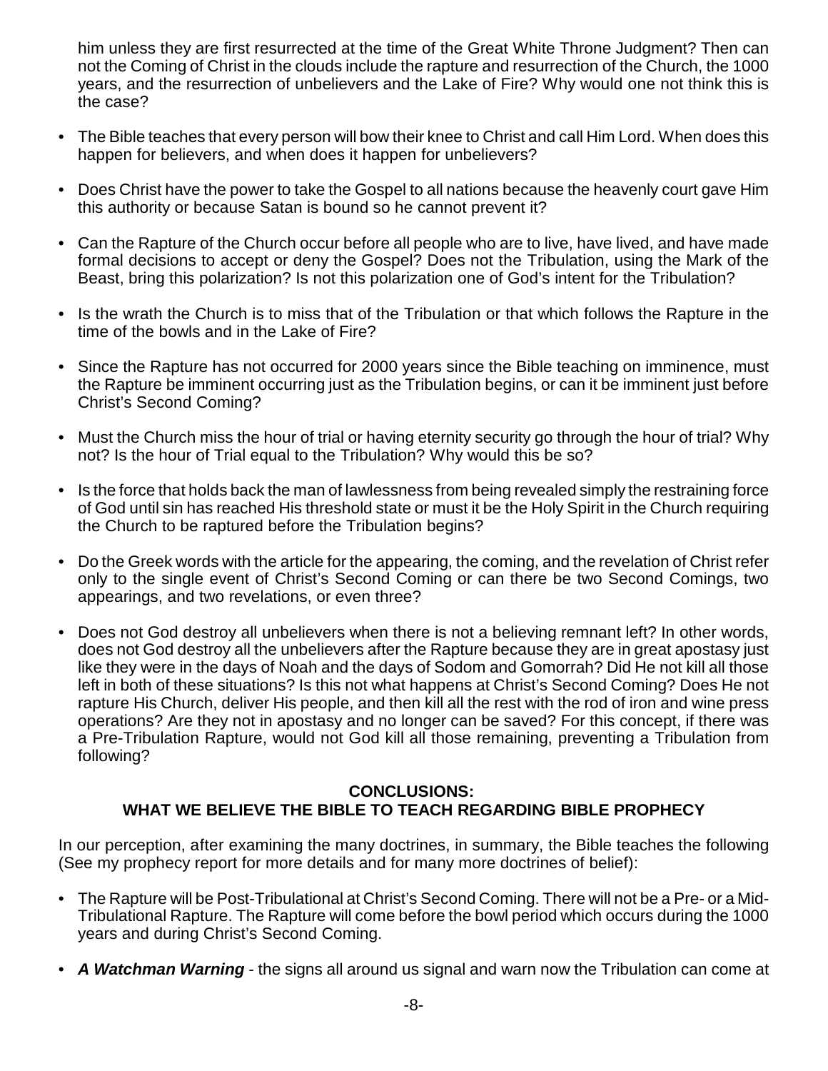him unless they are first resurrected at the time of the Great White Throne Judgment? Then can not the Coming of Christ in the clouds include the rapture and resurrection of the Church, the 1000 years, and the resurrection of unbelievers and the Lake of Fire? Why would one not think this is the case?

- The Bible teaches that every person will bow their knee to Christ and call Him Lord. When does this happen for believers, and when does it happen for unbelievers?

- Does Christ have the power to take the Gospel to all nations because the heavenly court gave Him this authority or because Satan is bound so he cannot prevent it?

- Can the Rapture of the Church occur before all people who are to live, have lived, and have made formal decisions to accept or deny the Gospel? Does not the Tribulation, using the Mark of the Beast, bring this polarization? Is not this polarization one of God's intent for the Tribulation?

- Is the wrath the Church is to miss that of the Tribulation or that which follows the Rapture in the time of the bowls and in the Lake of Fire?

- Since the Rapture has not occurred for 2000 years since the Bible teaching on imminence, must the Rapture be imminent occurring just as the Tribulation begins, or can it be imminent just before Christ's Second Coming?

- Must the Church miss the hour of trial or having eternity security go through the hour of trial? Why not? Is the hour of Trial equal to the Tribulation? Why would this be so?

- Is the force that holds back the man of lawlessness from being revealed simply the restraining force of God until sin has reached His threshold state or must it be the Holy Spirit in the Church requiring the Church to be raptured before the Tribulation begins?

- Do the Greek words with the article for the appearing, the coming, and the revelation of Christ refer only to the single event of Christ's Second Coming or can there be two Second Comings, two appearings, and two revelations, or even three?

- Does not God destroy all unbelievers when there is not a believing remnant left? In other words, does not God destroy all the unbelievers after the Rapture because they are in great apostasy just like they were in the days of Noah and the days of Sodom and Gomorrah? Did He not kill all those left in both of these situations? Is this not what happens at Christ's Second Coming? Does He not rapture His Church, deliver His people, and then kill all the rest with the rod of iron and wine press operations? Are they not in apostasy and no longer can be saved? For this concept, if there was a Pre-Tribulation Rapture, would not God kill all those remaining, preventing a Tribulation from following?

## CONCLUSIONS: WHAT WE BELIEVE THE BIBLE TO TEACH REGARDING BIBLE PROPHECY

In our perception, after examining the many doctrines, in summary, the Bible teaches the following (See my prophecy report for more details and for many more doctrines of belief):

- The Rapture will be Post-Tribulational at Christ's Second Coming. There will not be a Pre- or a Mid-Tribulational Rapture. The Rapture will come before the bowl period which occurs during the 1000 years and during Christ's Second Coming.

- ***A Watchman Warning*** - the signs all around us signal and warn now the Tribulation can come at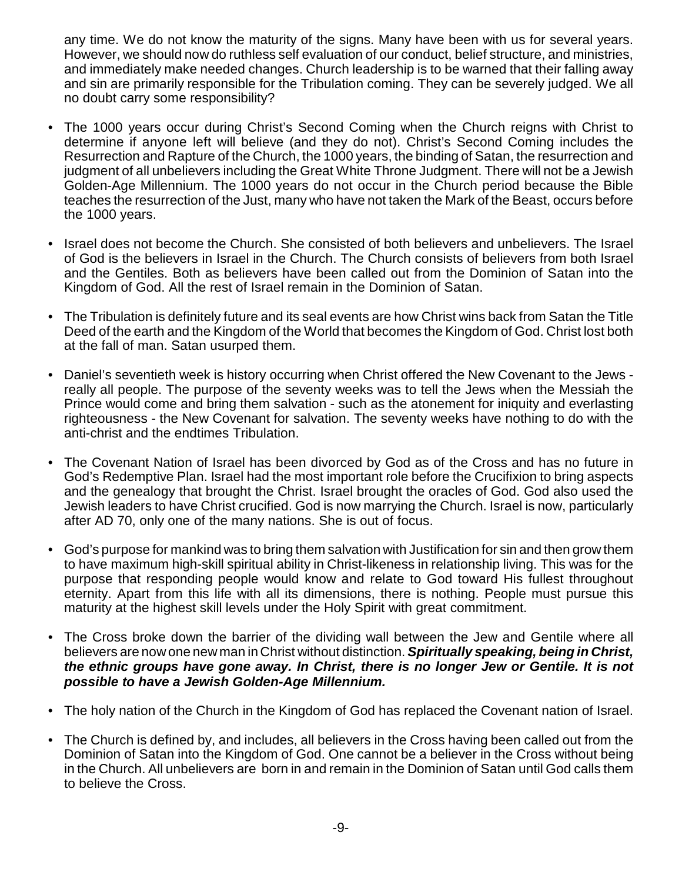any time. We do not know the maturity of the signs. Many have been with us for several years. However, we should now do ruthless self evaluation of our conduct, belief structure, and ministries, and immediately make needed changes. Church leadership is to be warned that their falling away and sin are primarily responsible for the Tribulation coming. They can be severely judged. We all no doubt carry some responsibility?

- The 1000 years occur during Christ's Second Coming when the Church reigns with Christ to determine if anyone left will believe (and they do not). Christ's Second Coming includes the Resurrection and Rapture of the Church, the 1000 years, the binding of Satan, the resurrection and judgment of all unbelievers including the Great White Throne Judgment. There will not be a Jewish Golden-Age Millennium. The 1000 years do not occur in the Church period because the Bible teaches the resurrection of the Just, many who have not taken the Mark of the Beast, occurs before the 1000 years.

- Israel does not become the Church. She consisted of both believers and unbelievers. The Israel of God is the believers in Israel in the Church. The Church consists of believers from both Israel and the Gentiles. Both as believers have been called out from the Dominion of Satan into the Kingdom of God. All the rest of Israel remain in the Dominion of Satan.

- The Tribulation is definitely future and its seal events are how Christ wins back from Satan the Title Deed of the earth and the Kingdom of the World that becomes the Kingdom of God. Christ lost both at the fall of man. Satan usurped them.

- Daniel's seventieth week is history occurring when Christ offered the New Covenant to the Jews - really all people. The purpose of the seventy weeks was to tell the Jews when the Messiah the Prince would come and bring them salvation - such as the atonement for iniquity and everlasting righteousness - the New Covenant for salvation. The seventy weeks have nothing to do with the anti-christ and the endtimes Tribulation.

- The Covenant Nation of Israel has been divorced by God as of the Cross and has no future in God's Redemptive Plan. Israel had the most important role before the Crucifixion to bring aspects and the genealogy that brought the Christ. Israel brought the oracles of God. God also used the Jewish leaders to have Christ crucified. God is now marrying the Church. Israel is now, particularly after AD 70, only one of the many nations. She is out of focus.

- God's purpose for mankind was to bring them salvation with Justification for sin and then grow them to have maximum high-skill spiritual ability in Christ-likeness in relationship living. This was for the purpose that responding people would know and relate to God toward His fullest throughout eternity. Apart from this life with all its dimensions, there is nothing. People must pursue this maturity at the highest skill levels under the Holy Spirit with great commitment.

- The Cross broke down the barrier of the dividing wall between the Jew and Gentile where all believers are now one new man in Christ without distinction. ***Spiritually speaking, being in Christ, the ethnic groups have gone away. In Christ, there is no longer Jew or Gentile. It is not possible to have a Jewish Golden-Age Millennium.***

- The holy nation of the Church in the Kingdom of God has replaced the Covenant nation of Israel.

- The Church is defined by, and includes, all believers in the Cross having been called out from the Dominion of Satan into the Kingdom of God. One cannot be a believer in the Cross without being in the Church. All unbelievers are born in and remain in the Dominion of Satan until God calls them to believe the Cross.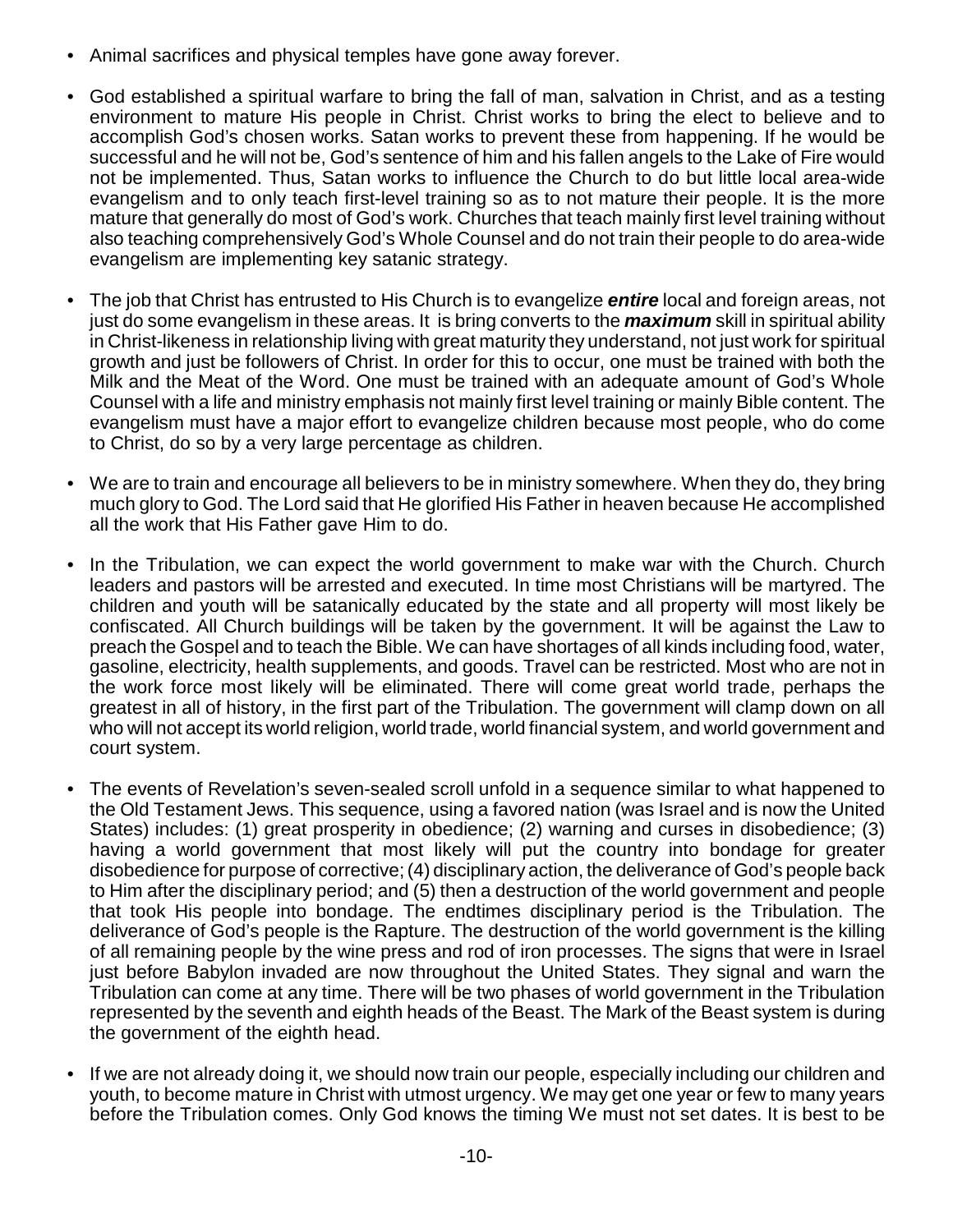- Animal sacrifices and physical temples have gone away forever.

- God established a spiritual warfare to bring the fall of man, salvation in Christ, and as a testing environment to mature His people in Christ. Christ works to bring the elect to believe and to accomplish God's chosen works. Satan works to prevent these from happening. If he would be successful and he will not be, God's sentence of him and his fallen angels to the Lake of Fire would not be implemented. Thus, Satan works to influence the Church to do but little local area-wide evangelism and to only teach first-level training so as to not mature their people. It is the more mature that generally do most of God's work. Churches that teach mainly first level training without also teaching comprehensively God's Whole Counsel and do not train their people to do area-wide evangelism are implementing key satanic strategy.

- The job that Christ has entrusted to His Church is to evangelize ***entire*** local and foreign areas, not just do some evangelism in these areas. It is bring converts to the ***maximum*** skill in spiritual ability in Christ-likeness in relationship living with great maturity they understand, not just work for spiritual growth and just be followers of Christ. In order for this to occur, one must be trained with both the Milk and the Meat of the Word. One must be trained with an adequate amount of God's Whole Counsel with a life and ministry emphasis not mainly first level training or mainly Bible content. The evangelism must have a major effort to evangelize children because most people, who do come to Christ, do so by a very large percentage as children.

- We are to train and encourage all believers to be in ministry somewhere. When they do, they bring much glory to God. The Lord said that He glorified His Father in heaven because He accomplished all the work that His Father gave Him to do.

- In the Tribulation, we can expect the world government to make war with the Church. Church leaders and pastors will be arrested and executed. In time most Christians will be martyred. The children and youth will be satanically educated by the state and all property will most likely be confiscated. All Church buildings will be taken by the government. It will be against the Law to preach the Gospel and to teach the Bible. We can have shortages of all kinds including food, water, gasoline, electricity, health supplements, and goods. Travel can be restricted. Most who are not in the work force most likely will be eliminated. There will come great world trade, perhaps the greatest in all of history, in the first part of the Tribulation. The government will clamp down on all who will not accept its world religion, world trade, world financial system, and world government and court system.

- The events of Revelation's seven-sealed scroll unfold in a sequence similar to what happened to the Old Testament Jews. This sequence, using a favored nation (was Israel and is now the United States) includes: (1) great prosperity in obedience; (2) warning and curses in disobedience; (3) having a world government that most likely will put the country into bondage for greater disobedience for purpose of corrective; (4) disciplinary action, the deliverance of God's people back to Him after the disciplinary period; and (5) then a destruction of the world government and people that took His people into bondage. The endtimes disciplinary period is the Tribulation. The deliverance of God's people is the Rapture. The destruction of the world government is the killing of all remaining people by the wine press and rod of iron processes. The signs that were in Israel just before Babylon invaded are now throughout the United States. They signal and warn the Tribulation can come at any time. There will be two phases of world government in the Tribulation represented by the seventh and eighth heads of the Beast. The Mark of the Beast system is during the government of the eighth head.

- If we are not already doing it, we should now train our people, especially including our children and youth, to become mature in Christ with utmost urgency. We may get one year or few to many years before the Tribulation comes. Only God knows the timing We must not set dates. It is best to be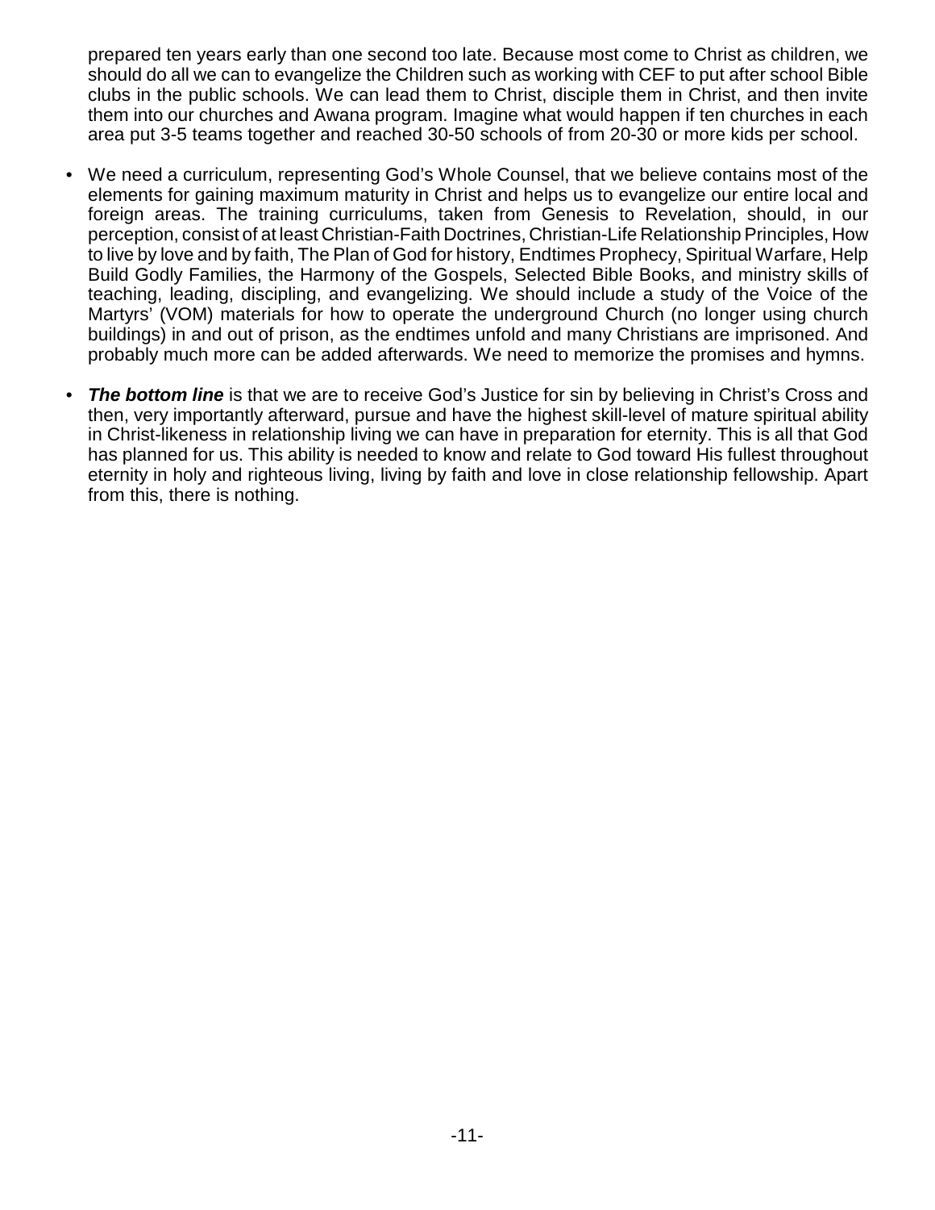prepared ten years early than one second too late. Because most come to Christ as children, we should do all we can to evangelize the Children such as working with CEF to put after school Bible clubs in the public schools. We can lead them to Christ, disciple them in Christ, and then invite them into our churches and Awana program. Imagine what would happen if ten churches in each area put 3-5 teams together and reached 30-50 schools of from 20-30 or more kids per school.

- We need a curriculum, representing God's Whole Counsel, that we believe contains most of the elements for gaining maximum maturity in Christ and helps us to evangelize our entire local and foreign areas. The training curriculums, taken from Genesis to Revelation, should, in our perception, consist of at least Christian-Faith Doctrines, Christian-Life Relationship Principles, How to live by love and by faith, The Plan of God for history, Endtimes Prophecy, Spiritual Warfare, Help Build Godly Families, the Harmony of the Gospels, Selected Bible Books, and ministry skills of teaching, leading, discipling, and evangelizing. We should include a study of the Voice of the Martyrs' (VOM) materials for how to operate the underground Church (no longer using church buildings) in and out of prison, as the endtimes unfold and many Christians are imprisoned. And probably much more can be added afterwards. We need to memorize the promises and hymns.
- ***The bottom line*** is that we are to receive God's Justice for sin by believing in Christ's Cross and then, very importantly afterward, pursue and have the highest skill-level of mature spiritual ability in Christ-likeness in relationship living we can have in preparation for eternity. This is all that God has planned for us. This ability is needed to know and relate to God toward His fullest throughout eternity in holy and righteous living, living by faith and love in close relationship fellowship. Apart from this, there is nothing.